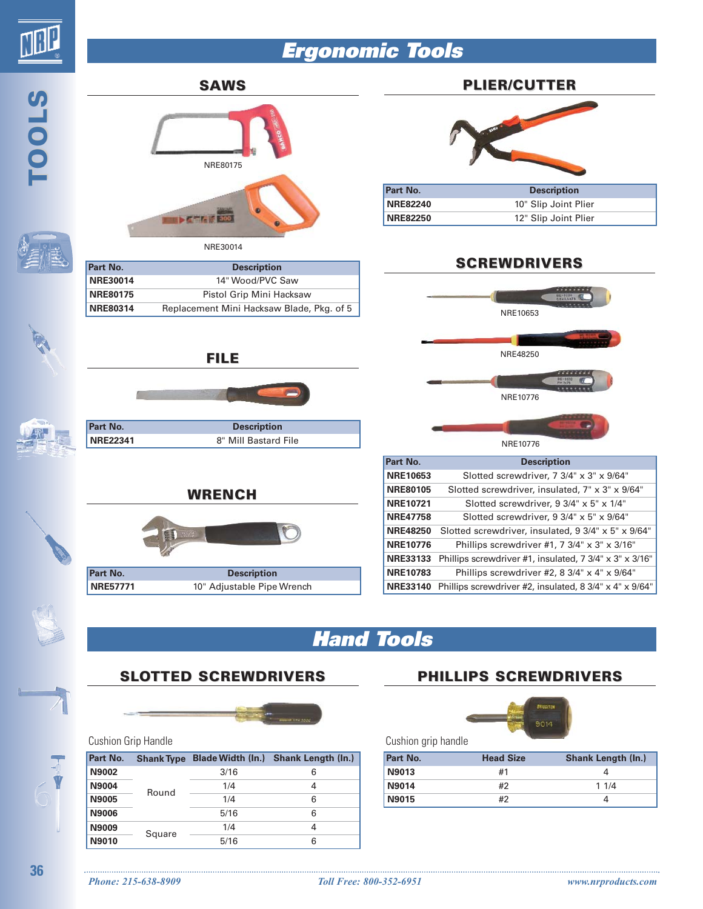# Ergonomic Tools

## SAWS

NRE80175

NRE30014

| Part No. | Description |
|---|---|
| NRE30014 | 14" Wood/PVC Saw |
| NRE80175 | Pistol Grip Mini Hacksaw |
| NRE80314 | Replacement Mini Hacksaw Blade, Pkg. of 5 |

## FILE

| Part No. | Description |
|---|---|
| NRE22341 | 8" Mill Bastard File |

## WRENCH

| Part No. | Description |
|---|---|
| NRE57771 | 10" Adjustable Pipe Wrench |

## PLIER/CUTTER

| Part No. | Description |
|---|---|
| NRE82240 | 10" Slip Joint Plier |
| NRE82250 | 12" Slip Joint Plier |

## SCREWDRIVERS

NRE10653

NRE48250

NRE10776

NRE10776

| Part No. | Description |
|---|---|
| NRE10653 | Slotted screwdriver, 7 3/4" x 3" x 9/64" |
| NRE80105 | Slotted screwdriver, insulated, 7" x 3" x 9/64" |
| NRE10721 | Slotted screwdriver, 9 3/4" x 5" x 1/4" |
| NRE47758 | Slotted screwdriver, 9 3/4" x 5" x 9/64" |
| NRE48250 | Slotted screwdriver, insulated, 9 3/4" x 5" x 9/64" |
| NRE10776 | Phillips screwdriver #1, 7 3/4" x 3" x 3/16" |
| NRE33133 | Phillips screwdriver #1, insulated, 7 3/4" x 3" x 3/16" |
| NRE10783 | Phillips screwdriver #2, 8 3/4" x 4" x 9/64" |
| NRE33140 | Phillips screwdriver #2, insulated, 8 3/4" x 4" x 9/64" |

# Hand Tools

## SLOTTED SCREWDRIVERS

Cushion Grip Handle

| Part No. | Shank Type | Blade Width (In.) | Shank Length (In.) |
|---|---|---|---|
| N9002 | Round | 3/16 | 6 |
| N9004 | | 1/4 | 4 |
| N9005 | | 1/4 | 6 |
| N9006 | | 5/16 | 6 |
| N9009 | Square | 1/4 | 4 |
| N9010 | | 5/16 | 6 |

## PHILLIPS SCREWDRIVERS

Cushion grip handle

| Part No. | Head Size | Shank Length (In.) |
|---|---|---|
| N9013 | #1 | 4 |
| N9014 | #2 | 1 1/4 |
| N9015 | #2 | 4 |

*Phone: 215-638-8909* *Toll Free: 800-352-6951* *www.nrproducts.com*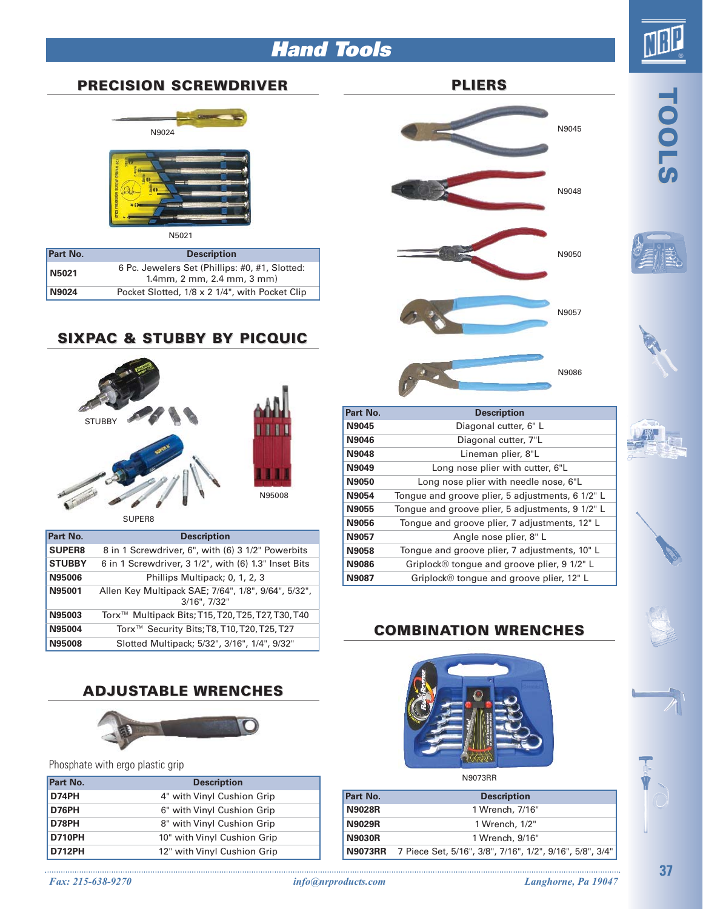# Hand Tools

## PRECISION SCREWDRIVER

N9024

N5021

| Part No. | Description |
|---|---|
| N5021 | 6 Pc. Jewelers Set (Phillips: #0, #1, Slotted: 1.4mm, 2 mm, 2.4 mm, 3 mm) |
| N9024 | Pocket Slotted, 1/8 x 2 1/4", with Pocket Clip |

## SIXPAC & STUBBY BY PICQUIC

STUBBY

N95008

SUPER8

| Part No. | Description |
|---|---|
| SUPER8 | 8 in 1 Screwdriver, 6", with (6) 3 1/2" Powerbits |
| STUBBY | 6 in 1 Screwdriver, 3 1/2", with (6) 1.3" Inset Bits |
| N95006 | Phillips Multipack; 0, 1, 2, 3 |
| N95001 | Allen Key Multipack SAE; 7/64", 1/8", 9/64", 5/32", 3/16", 7/32" |
| N95003 | Torx™ Multipack Bits; T15, T20, T25, T27, T30, T40 |
| N95004 | Torx™ Security Bits; T8, T10, T20, T25, T27 |
| N95008 | Slotted Multipack; 5/32", 3/16", 1/4", 9/32" |

## ADJUSTABLE WRENCHES

Phosphate with ergo plastic grip

| Part No. | Description |
|---|---|
| D74PH | 4" with Vinyl Cushion Grip |
| D76PH | 6" with Vinyl Cushion Grip |
| D78PH | 8" with Vinyl Cushion Grip |
| D710PH | 10" with Vinyl Cushion Grip |
| D712PH | 12" with Vinyl Cushion Grip |

## PLIERS

N9045

N9048

N9050

N9057

N9086

| Part No. | Description |
|---|---|
| N9045 | Diagonal cutter, 6" L |
| N9046 | Diagonal cutter, 7"L |
| N9048 | Lineman plier, 8"L |
| N9049 | Long nose plier with cutter, 6"L |
| N9050 | Long nose plier with needle nose, 6"L |
| N9054 | Tongue and groove plier, 5 adjustments, 6 1/2" L |
| N9055 | Tongue and groove plier, 5 adjustments, 9 1/2" L |
| N9056 | Tongue and groove plier, 7 adjustments, 12" L |
| N9057 | Angle nose plier, 8" L |
| N9058 | Tongue and groove plier, 7 adjustments, 10" L |
| N9086 | Griplock® tongue and groove plier, 9 1/2" L |
| N9087 | Griplock® tongue and groove plier, 12" L |

## COMBINATION WRENCHES

N9073RR

| Part No. | Description |
|---|---|
| N9028R | 1 Wrench, 7/16" |
| N9029R | 1 Wrench, 1/2" |
| N9030R | 1 Wrench, 9/16" |
| N9073RR | 7 Piece Set, 5/16", 3/8", 7/16", 1/2", 9/16", 5/8", 3/4" |

*Fax: 215-638-9270* *info@nrproducts.com* *Langhorne, Pa 19047*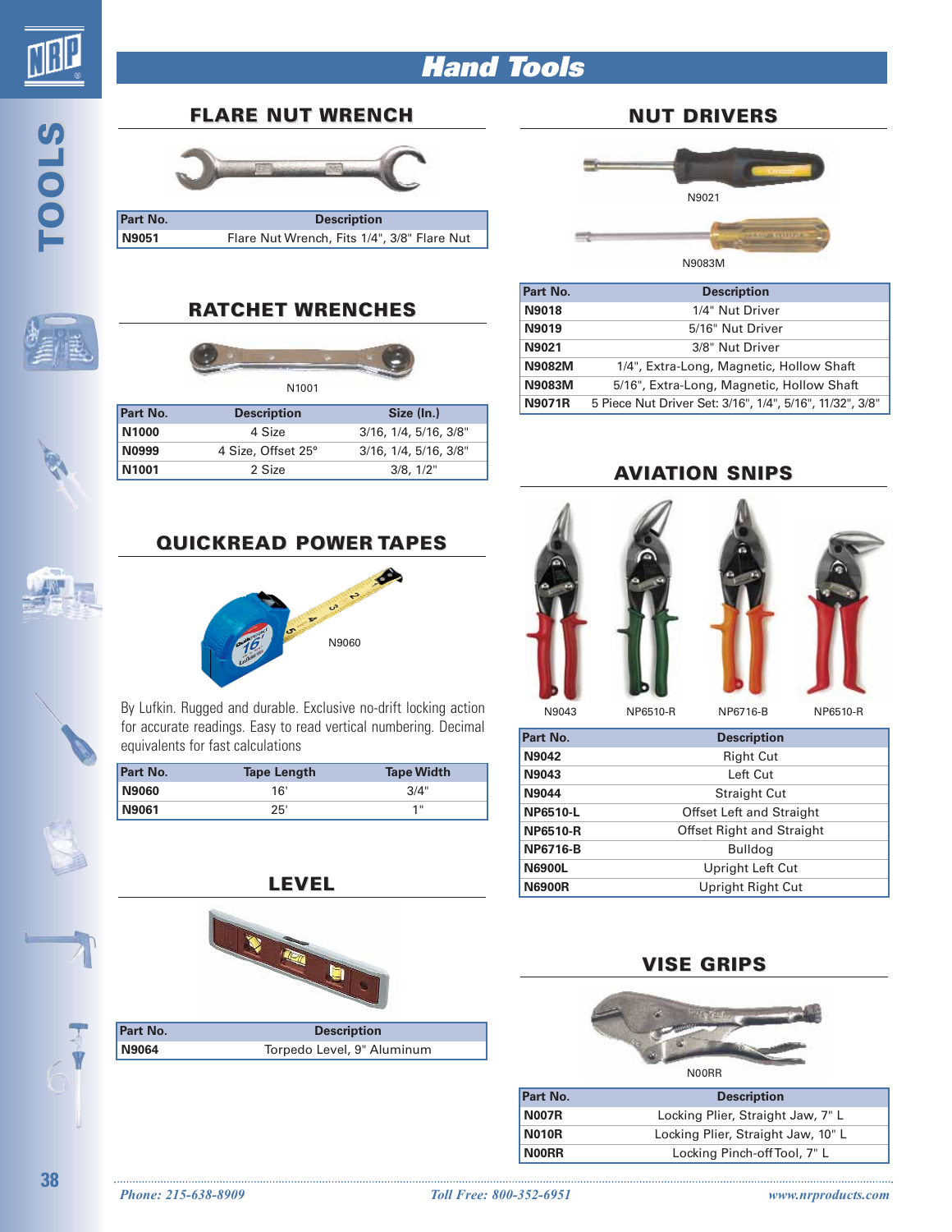# Hand Tools

## FLARE NUT WRENCH

| Part No. | Description |
|---|---|
| N9051 | Flare Nut Wrench, Fits 1/4", 3/8" Flare Nut |

## RATCHET WRENCHES

N1001

| Part No. | Description | Size (In.) |
|---|---|---|
| N1000 | 4 Size | 3/16, 1/4, 5/16, 3/8" |
| N0999 | 4 Size, Offset 25° | 3/16, 1/4, 5/16, 3/8" |
| N1001 | 2 Size | 3/8, 1/2" |

## QUICKREAD POWER TAPES

N9060

By Lufkin. Rugged and durable. Exclusive no-drift locking action for accurate readings. Easy to read vertical numbering. Decimal equivalents for fast calculations

| Part No. | Tape Length | Tape Width |
|---|---|---|
| N9060 | 16' | 3/4" |
| N9061 | 25' | 1" |

## LEVEL

| Part No. | Description |
|---|---|
| N9064 | Torpedo Level, 9" Aluminum |

## NUT DRIVERS

N9021

N9083M

| Part No. | Description |
|---|---|
| N9018 | 1/4" Nut Driver |
| N9019 | 5/16" Nut Driver |
| N9021 | 3/8" Nut Driver |
| N9082M | 1/4", Extra-Long, Magnetic, Hollow Shaft |
| N9083M | 5/16", Extra-Long, Magnetic, Hollow Shaft |
| N9071R | 5 Piece Nut Driver Set: 3/16", 1/4", 5/16", 11/32", 3/8" |

## AVIATION SNIPS

N9043 NP6510-R NP6716-B NP6510-R

| Part No. | Description |
|---|---|
| N9042 | Right Cut |
| N9043 | Left Cut |
| N9044 | Straight Cut |
| NP6510-L | Offset Left and Straight |
| NP6510-R | Offset Right and Straight |
| NP6716-B | Bulldog |
| N6900L | Upright Left Cut |
| N6900R | Upright Right Cut |

## VISE GRIPS

N00RR

| Part No. | Description |
|---|---|
| N007R | Locking Plier, Straight Jaw, 7" L |
| N010R | Locking Plier, Straight Jaw, 10" L |
| N00RR | Locking Pinch-off Tool, 7" L |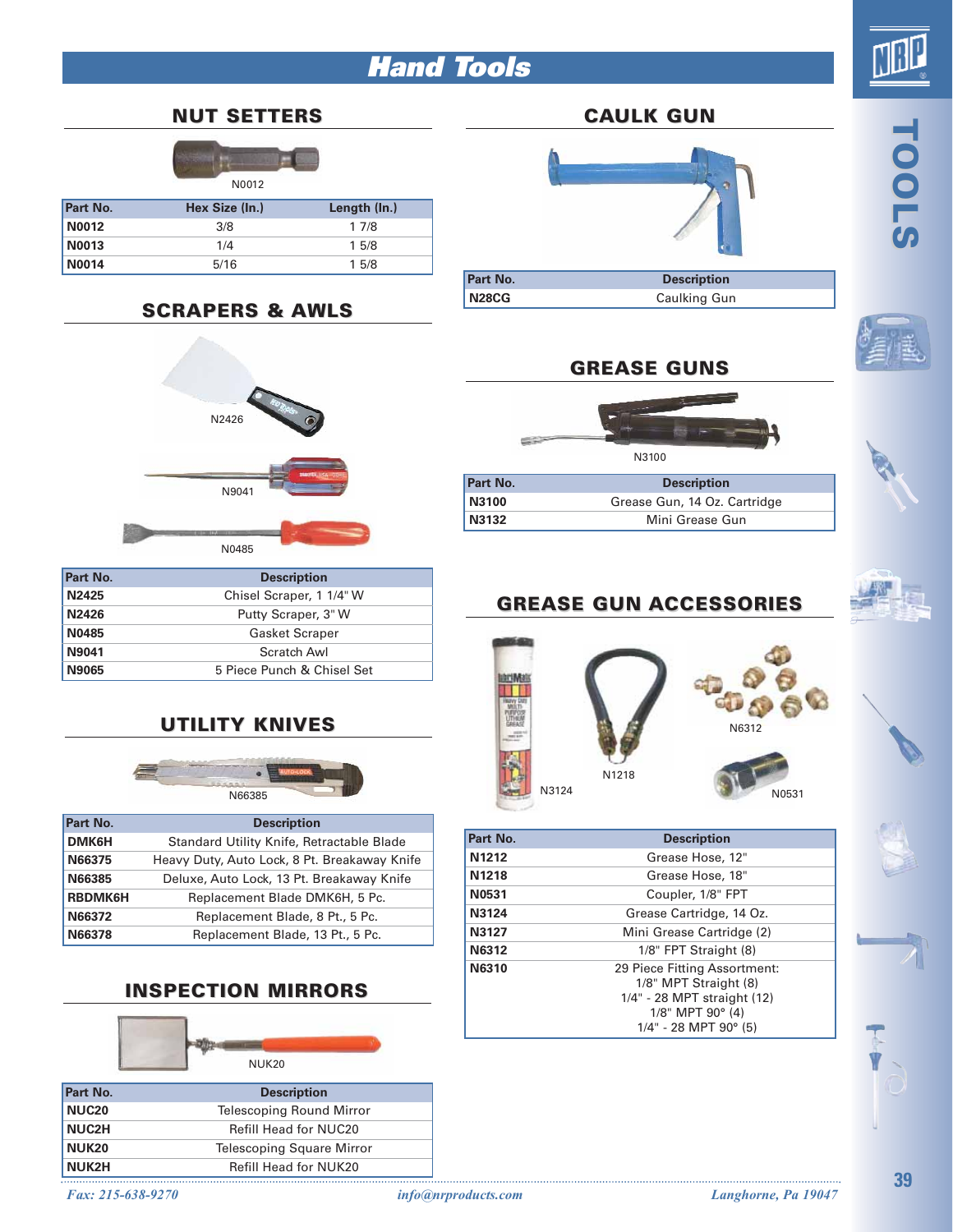# Hand Tools

## NUT SETTERS

N0012

| Part No. | Hex Size (In.) | Length (In.) |
|---|---|---|
| N0012 | 3/8 | 1 7/8 |
| N0013 | 1/4 | 1 5/8 |
| N0014 | 5/16 | 1 5/8 |

## SCRAPERS & AWLS

N2426

N9041

N0485

| Part No. | Description |
|---|---|
| N2425 | Chisel Scraper, 1 1/4" W |
| N2426 | Putty Scraper, 3" W |
| N0485 | Gasket Scraper |
| N9041 | Scratch Awl |
| N9065 | 5 Piece Punch & Chisel Set |

## UTILITY KNIVES

N66385

| Part No. | Description |
|---|---|
| DMK6H | Standard Utility Knife, Retractable Blade |
| N66375 | Heavy Duty, Auto Lock, 8 Pt. Breakaway Knife |
| N66385 | Deluxe, Auto Lock, 13 Pt. Breakaway Knife |
| RBDMK6H | Replacement Blade DMK6H, 5 Pc. |
| N66372 | Replacement Blade, 8 Pt., 5 Pc. |
| N66378 | Replacement Blade, 13 Pt., 5 Pc. |

## INSPECTION MIRRORS

NUK20

| Part No. | Description |
|---|---|
| NUC20 | Telescoping Round Mirror |
| NUC2H | Refill Head for NUC20 |
| NUK20 | Telescoping Square Mirror |
| NUK2H | Refill Head for NUK20 |

## CAULK GUN

| Part No. | Description |
|---|---|
| N28CG | Caulking Gun |

## GREASE GUNS

N3100

| Part No. | Description |
|---|---|
| N3100 | Grease Gun, 14 Oz. Cartridge |
| N3132 | Mini Grease Gun |

## GREASE GUN ACCESSORIES

N3124 N1218 N6312 N0531

| Part No. | Description |
|---|---|
| N1212 | Grease Hose, 12" |
| N1218 | Grease Hose, 18" |
| N0531 | Coupler, 1/8" FPT |
| N3124 | Grease Cartridge, 14 Oz. |
| N3127 | Mini Grease Cartridge (2) |
| N6312 | 1/8" FPT Straight (8) |
| N6310 | 29 Piece Fitting Assortment: 1/8" MPT Straight (8) 1/4" - 28 MPT straight (12) 1/8" MPT 90° (4) 1/4" - 28 MPT 90° (5) |

*Fax: 215-638-9270* *info@nrproducts.com* *Langhorne, Pa 19047*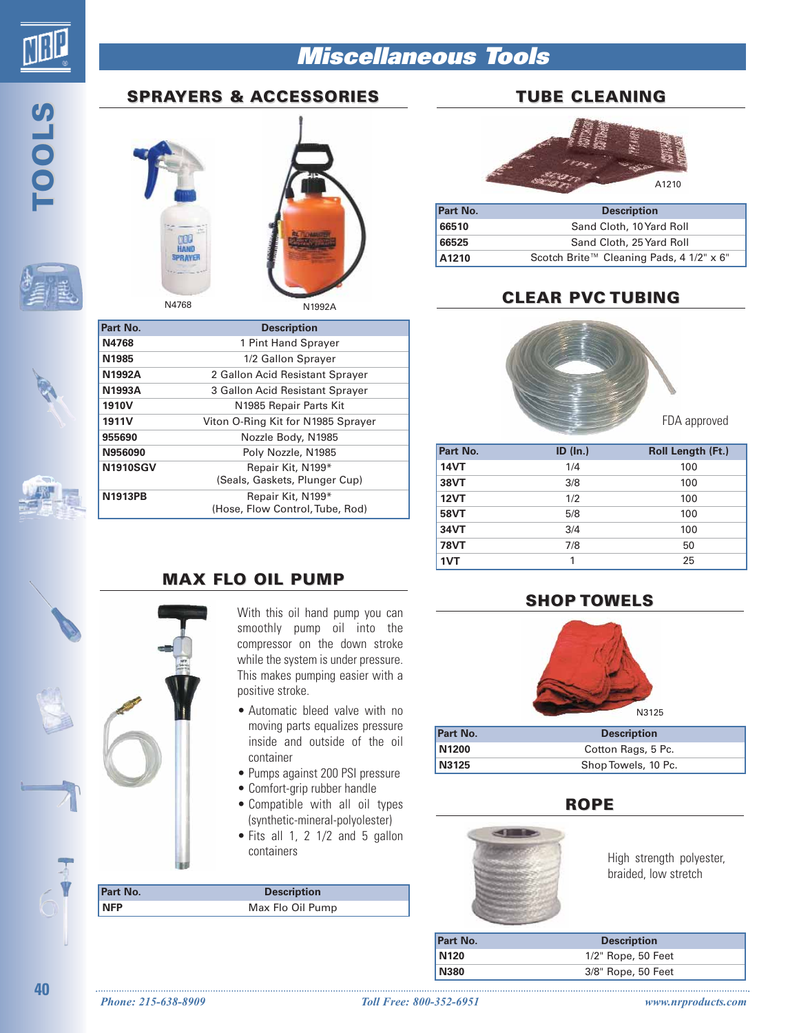# Miscellaneous Tools

## SPRAYERS & ACCESSORIES

N4768

N1992A

| Part No. | Description |
|---|---|
| N4768 | 1 Pint Hand Sprayer |
| N1985 | 1/2 Gallon Sprayer |
| N1992A | 2 Gallon Acid Resistant Sprayer |
| N1993A | 3 Gallon Acid Resistant Sprayer |
| 1910V | N1985 Repair Parts Kit |
| 1911V | Viton O-Ring Kit for N1985 Sprayer |
| 955690 | Nozzle Body, N1985 |
| N956090 | Poly Nozzle, N1985 |
| N1910SGV | Repair Kit, N199* (Seals, Gaskets, Plunger Cup) |
| N1913PB | Repair Kit, N199* (Hose, Flow Control, Tube, Rod) |

## MAX FLO OIL PUMP

With this oil hand pump you can smoothly pump oil into the compressor on the down stroke while the system is under pressure. This makes pumping easier with a positive stroke.

- Automatic bleed valve with no moving parts equalizes pressure inside and outside of the oil container
- Pumps against 200 PSI pressure
- Comfort-grip rubber handle
- Compatible with all oil types (synthetic-mineral-polyolester)
- Fits all 1, 2 1/2 and 5 gallon containers

| Part No. | Description |
|---|---|
| NFP | Max Flo Oil Pump |

## TUBE CLEANING

A1210

| Part No. | Description |
|---|---|
| 66510 | Sand Cloth, 10 Yard Roll |
| 66525 | Sand Cloth, 25 Yard Roll |
| A1210 | Scotch Brite™ Cleaning Pads, 4 1/2" x 6" |

## CLEAR PVC TUBING

FDA approved

| Part No. | ID (In.) | Roll Length (Ft.) |
|---|---|---|
| 14VT | 1/4 | 100 |
| 38VT | 3/8 | 100 |
| 12VT | 1/2 | 100 |
| 58VT | 5/8 | 100 |
| 34VT | 3/4 | 100 |
| 78VT | 7/8 | 50 |
| 1VT | 1 | 25 |

## SHOP TOWELS

N3125

| Part No. | Description |
|---|---|
| N1200 | Cotton Rags, 5 Pc. |
| N3125 | Shop Towels, 10 Pc. |

## ROPE

High strength polyester, braided, low stretch

| Part No. | Description |
|---|---|
| N120 | 1/2" Rope, 50 Feet |
| N380 | 3/8" Rope, 50 Feet |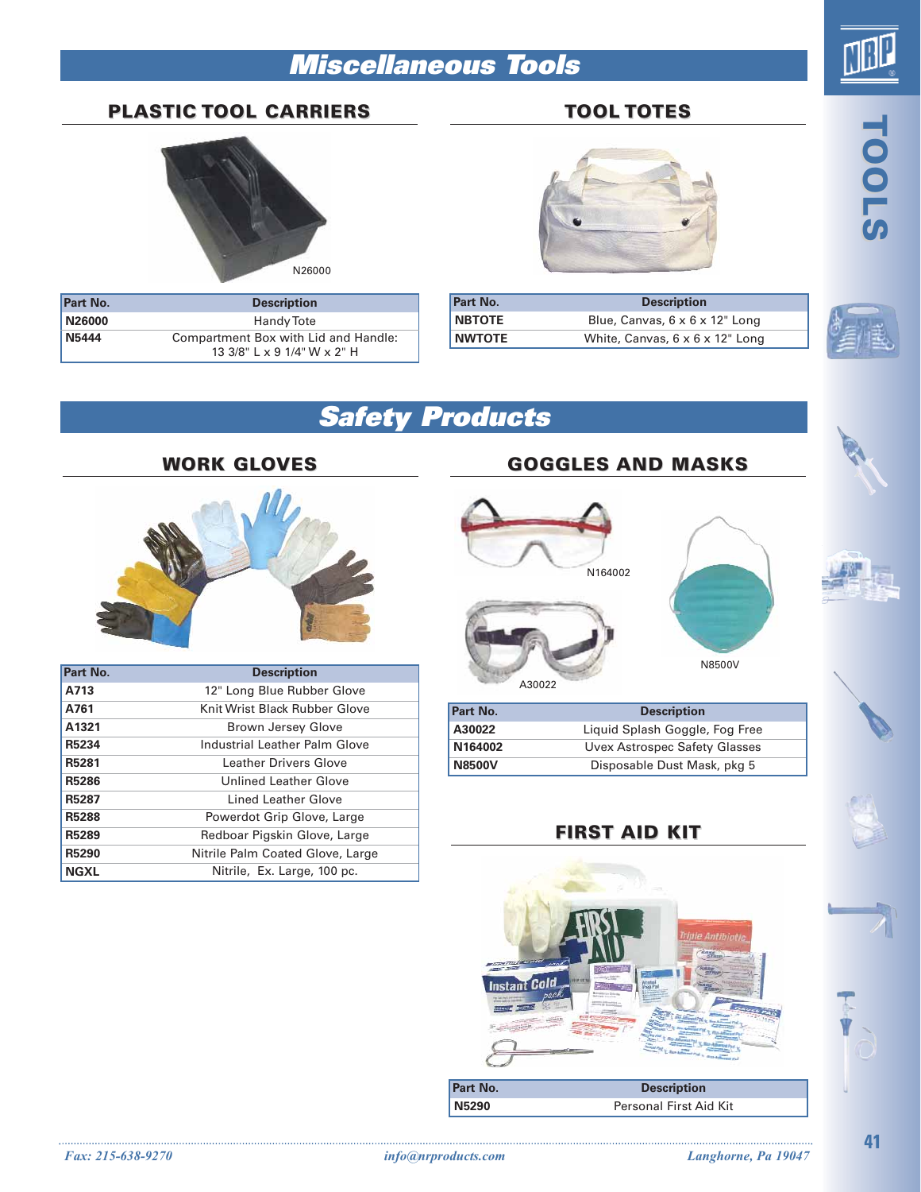# Miscellaneous Tools

## PLASTIC TOOL CARRIERS

N26000

| Part No. | Description |
|---|---|
| N26000 | Handy Tote |
| N5444 | Compartment Box with Lid and Handle: 13 3/8" L x 9 1/4" W x 2" H |

## TOOL TOTES

| Part No. | Description |
|---|---|
| NBTOTE | Blue, Canvas, 6 x 6 x 12" Long |
| NWTOTE | White, Canvas, 6 x 6 x 12" Long |

# Safety Products

## WORK GLOVES

| Part No. | Description |
|---|---|
| A713 | 12" Long Blue Rubber Glove |
| A761 | Knit Wrist Black Rubber Glove |
| A1321 | Brown Jersey Glove |
| R5234 | Industrial Leather Palm Glove |
| R5281 | Leather Drivers Glove |
| R5286 | Unlined Leather Glove |
| R5287 | Lined Leather Glove |
| R5288 | Powerdot Grip Glove, Large |
| R5289 | Redboar Pigskin Glove, Large |
| R5290 | Nitrile Palm Coated Glove, Large |
| NGXL | Nitrile, Ex. Large, 100 pc. |

## GOGGLES AND MASKS

N164002

A30022

N8500V

| Part No. | Description |
|---|---|
| A30022 | Liquid Splash Goggle, Fog Free |
| N164002 | Uvex Astrospec Safety Glasses |
| N8500V | Disposable Dust Mask, pkg 5 |

## FIRST AID KIT

| Part No. | Description |
|---|---|
| N5290 | Personal First Aid Kit |

*Fax: 215-638-9270* *info@nrproducts.com* *Langhorne, Pa 19047*